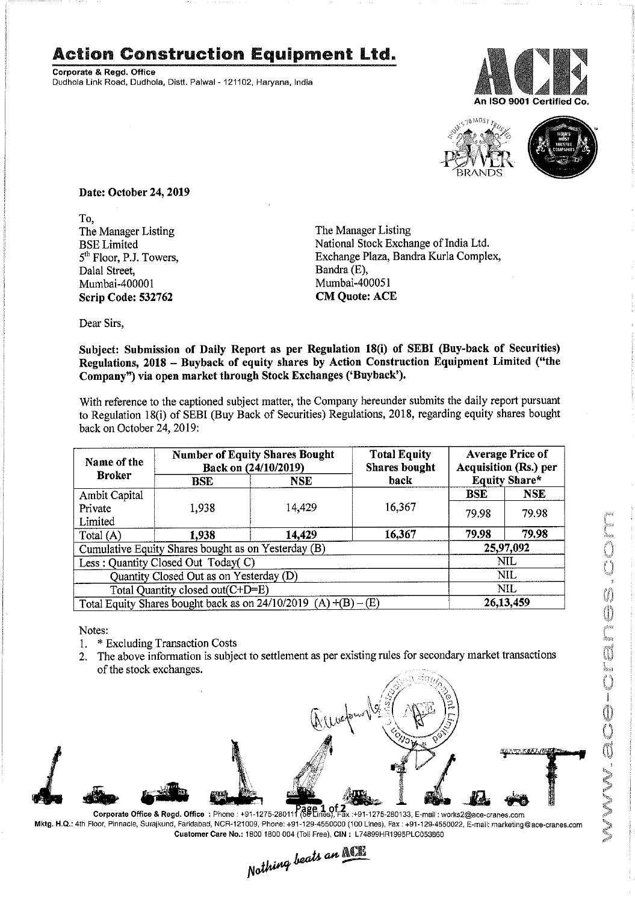# Action Construction Equipment Ltd.

**Corporate & Regd. Office**
Dudhola Link Road, Dudhola, Distt. Palwal - 121102, Haryana, India

An ISO 9001 Certified Co.

**Date: October 24, 2019**

To,

The Manager Listing
BSE Limited
5th Floor, P.J. Towers,
Dalal Street,
Mumbai-400001
**Scrip Code: 532762**

The Manager Listing
National Stock Exchange of India Ltd.
Exchange Plaza, Bandra Kurla Complex,
Bandra (E),
Mumbai-400051
**CM Quote: ACE**

Dear Sirs,

**Subject: Submission of Daily Report as per Regulation 18(i) of SEBI (Buy-back of Securities) Regulations, 2018 – Buyback of equity shares by Action Construction Equipment Limited ("the Company") via open market through Stock Exchanges ('Buyback').**

With reference to the captioned subject matter, the Company hereunder submits the daily report pursuant to Regulation 18(i) of SEBI (Buy Back of Securities) Regulations, 2018, regarding equity shares bought back on October 24, 2019:

| Name of the Broker | Number of Equity Shares Bought Back on (24/10/2019) | | Total Equity Shares bought back | Average Price of Acquisition (Rs.) per Equity Share* | |
|---|---|---|---|---|---|
| | BSE | NSE | | BSE | NSE |
| Ambit Capital Private Limited | 1,938 | 14,429 | 16,367 | 79.98 | 79.98 |
| Total (A) | **1,938** | **14,429** | **16,367** | **79.98** | **79.98** |
| Cumulative Equity Shares bought as on Yesterday (B) | | | | **25,97,092** | |
| Less : Quantity Closed Out Today( C) | | | | NIL | |
| Quantity Closed Out as on Yesterday (D) | | | | NIL | |
| Total Quantity closed out(C+D=E) | | | | NIL | |
| Total Equity Shares bought back as on 24/10/2019 (A) +(B) – (E) | | | | **26,13,459** | |

Notes:

1. * Excluding Transaction Costs
2. The above information is subject to settlement as per existing rules for secondary market transactions of the stock exchanges.

**Corporate Office & Regd. Office** : Phone : +91-1275-280111 (50 Lines), Fax :+91-1275-280133, E-mail : works2@ace-cranes.com
**Mktg. H.Q.:** 4th Floor, Pinnacle, Surajkund, Faridabad, NCR-121009, Phone: +91-129-4550000 (100 Lines), Fax : +91-129-4550022, E-mail: marketing@ace-cranes.com
**Customer Care No.:** 1800 1800 004 (Toll Free), **CIN :** L74899HR1995PLC053860

*Nothing beats an ACE*

www.ace-cranes.com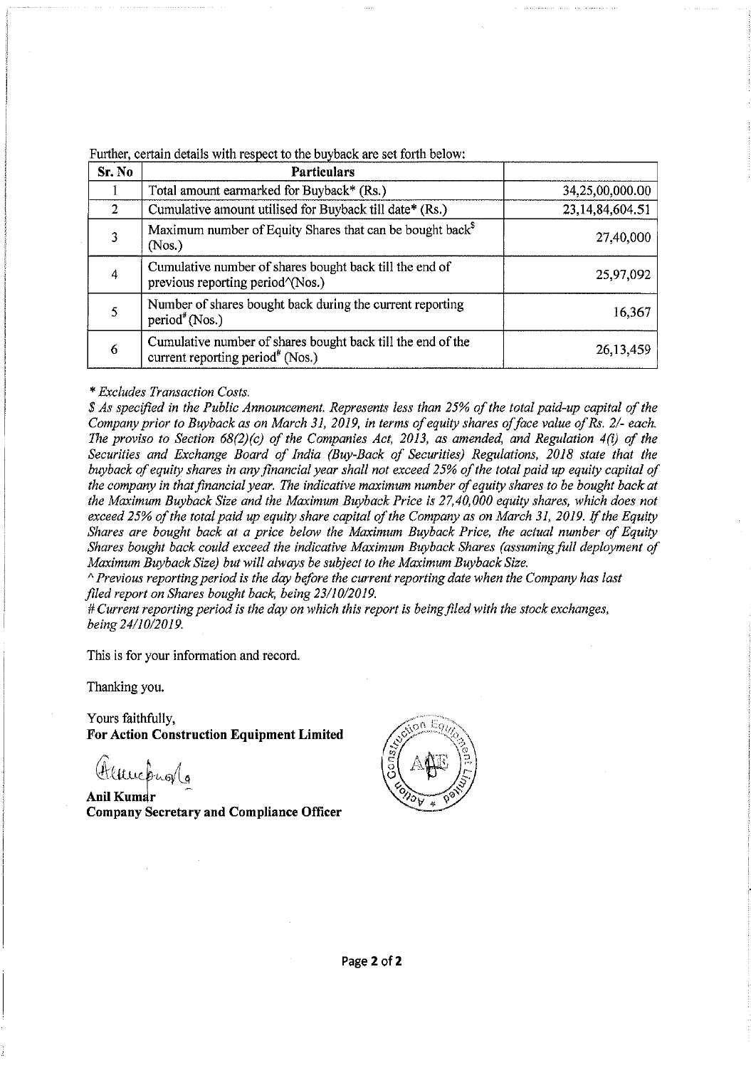Further, certain details with respect to the buyback are set forth below:

| Sr. No | Particulars | |
|---|---|---|
| 1 | Total amount earmarked for Buyback* (Rs.) | 34,25,00,000.00 |
| 2 | Cumulative amount utilised for Buyback till date* (Rs.) | 23,14,84,604.51 |
| 3 | Maximum number of Equity Shares that can be bought back$ (Nos.) | 27,40,000 |
| 4 | Cumulative number of shares bought back till the end of previous reporting period^(Nos.) | 25,97,092 |
| 5 | Number of shares bought back during the current reporting period# (Nos.) | 16,367 |
| 6 | Cumulative number of shares bought back till the end of the current reporting period# (Nos.) | 26,13,459 |

*\* Excludes Transaction Costs.*

*$ As specified in the Public Announcement. Represents less than 25% of the total paid-up capital of the Company prior to Buyback as on March 31, 2019, in terms of equity shares of face value of Rs. 2/- each. The proviso to Section 68(2)(c) of the Companies Act, 2013, as amended, and Regulation 4(i) of the Securities and Exchange Board of India (Buy-Back of Securities) Regulations, 2018 state that the buyback of equity shares in any financial year shall not exceed 25% of the total paid up equity capital of the company in that financial year. The indicative maximum number of equity shares to be bought back at the Maximum Buyback Size and the Maximum Buyback Price is 27,40,000 equity shares, which does not exceed 25% of the total paid up equity share capital of the Company as on March 31, 2019. If the Equity Shares are bought back at a price below the Maximum Buyback Price, the actual number of Equity Shares bought back could exceed the indicative Maximum Buyback Shares (assuming full deployment of Maximum Buyback Size) but will always be subject to the Maximum Buyback Size.*

*^ Previous reporting period is the day before the current reporting date when the Company has last filed report on Shares bought back, being 23/10/2019.*

*# Current reporting period is the day on which this report is being filed with the stock exchanges, being 24/10/2019.*

This is for your information and record.

Thanking you.

Yours faithfully,
**For Action Construction Equipment Limited**

**Anil Kumar**
**Company Secretary and Compliance Officer**